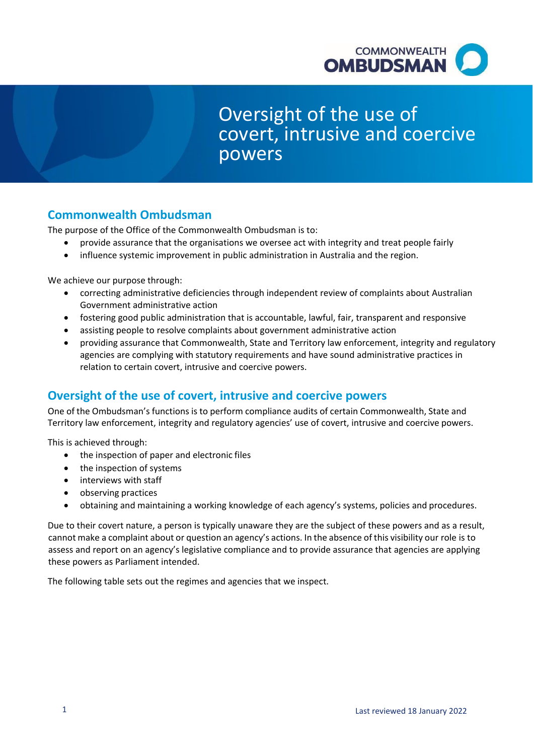# Oversight of the use of covert, intrusive and coercive powers

## Commonwealth Ombudsman

The purpose of the Office of the Commonwealth Ombudsman is to:

- provide assurance that the organisations we oversee act with integrity and treat people fairly
- influence systemic improvement in public administration in Australia and the region.

We achieve our purpose through:

- correcting administrative deficiencies through independent review of complaints about Australian Government administrative action
- fostering good public administration that is accountable, lawful, fair, transparent and responsive
- assisting people to resolve complaints about government administrative action
- providing assurance that Commonwealth, State and Territory law enforcement, integrity and regulatory agencies are complying with statutory requirements and have sound administrative practices in relation to certain covert, intrusive and coercive powers.

## Oversight of the use of covert, intrusive and coercive powers

One of the Ombudsman's functions is to perform compliance audits of certain Commonwealth, State and Territory law enforcement, integrity and regulatory agencies' use of covert, intrusive and coercive powers.

This is achieved through:

- the inspection of paper and electronic files
- the inspection of systems
- interviews with staff
- observing practices
- obtaining and maintaining a working knowledge of each agency's systems, policies and procedures.

Due to their covert nature, a person is typically unaware they are the subject of these powers and as a result, cannot make a complaint about or question an agency's actions. In the absence of this visibility our role is to assess and report on an agency's legislative compliance and to provide assurance that agencies are applying these powers as Parliament intended.

The following table sets out the regimes and agencies that we inspect.

Last reviewed 18 January 2022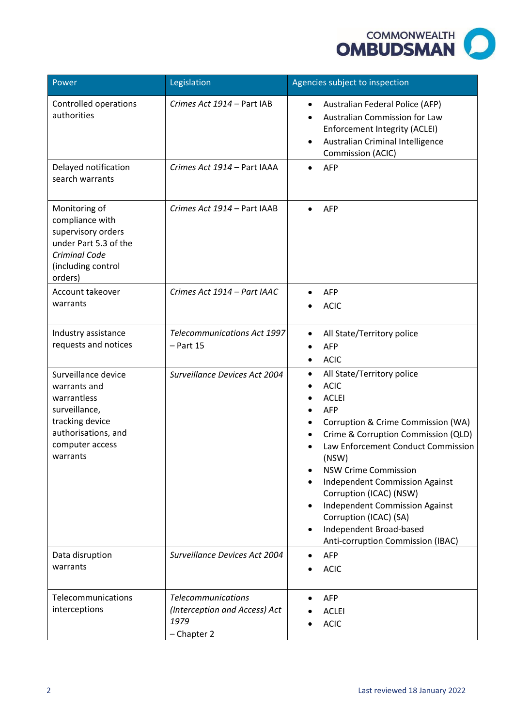| Power | Legislation | Agencies subject to inspection |
|---|---|---|
| Controlled operations authorities | *Crimes Act 1914* – Part IAB | • Australian Federal Police (AFP)<br>• Australian Commission for Law Enforcement Integrity (ACLEI)<br>• Australian Criminal Intelligence Commission (ACIC) |
| Delayed notification search warrants | *Crimes Act 1914* – Part IAAA | • AFP |
| Monitoring of compliance with supervisory orders under Part 5.3 of the *Criminal Code* (including control orders) | *Crimes Act 1914* – Part IAAB | • AFP |
| Account takeover warrants | *Crimes Act 1914 – Part IAAC* | • AFP<br>• ACIC |
| Industry assistance requests and notices | *Telecommunications Act 1997* – Part 15 | • All State/Territory police<br>• AFP<br>• ACIC |
| Surveillance device warrants and warrantless surveillance, tracking device authorisations, and computer access warrants | *Surveillance Devices Act 2004* | • All State/Territory police<br>• ACIC<br>• ACLEI<br>• AFP<br>• Corruption & Crime Commission (WA)<br>• Crime & Corruption Commission (QLD)<br>• Law Enforcement Conduct Commission (NSW)<br>• NSW Crime Commission<br>• Independent Commission Against Corruption (ICAC) (NSW)<br>• Independent Commission Against Corruption (ICAC) (SA)<br>• Independent Broad-based Anti-corruption Commission (IBAC) |
| Data disruption warrants | *Surveillance Devices Act 2004* | • AFP<br>• ACIC |
| Telecommunications interceptions | *Telecommunications (Interception and Access) Act 1979* – Chapter 2 | • AFP<br>• ACLEI<br>• ACIC |

Last reviewed 18 January 2022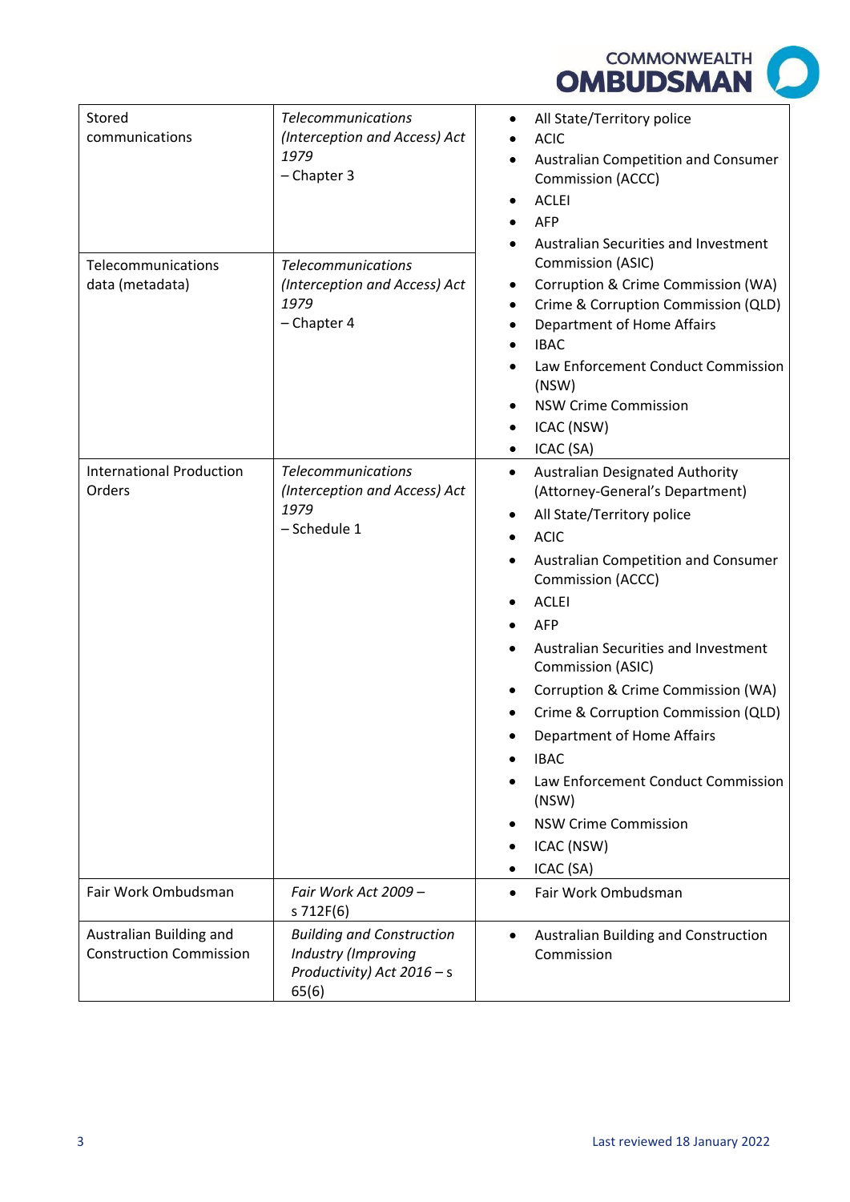| | | |
|---|---|---|
| Stored communications | *Telecommunications (Interception and Access) Act 1979* – Chapter 3 | • All State/Territory police<br>• ACIC<br>• Australian Competition and Consumer Commission (ACCC)<br>• ACLEI<br>• AFP<br>• Australian Securities and Investment Commission (ASIC)<br>• Corruption & Crime Commission (WA)<br>• Crime & Corruption Commission (QLD)<br>• Department of Home Affairs<br>• IBAC<br>• Law Enforcement Conduct Commission (NSW)<br>• NSW Crime Commission<br>• ICAC (NSW)<br>• ICAC (SA) |
| Telecommunications data (metadata) | *Telecommunications (Interception and Access) Act 1979* – Chapter 4 | |
| International Production Orders | *Telecommunications (Interception and Access) Act 1979* – Schedule 1 | • Australian Designated Authority (Attorney-General's Department)<br>• All State/Territory police<br>• ACIC<br>• Australian Competition and Consumer Commission (ACCC)<br>• ACLEI<br>• AFP<br>• Australian Securities and Investment Commission (ASIC)<br>• Corruption & Crime Commission (WA)<br>• Crime & Corruption Commission (QLD)<br>• Department of Home Affairs<br>• IBAC<br>• Law Enforcement Conduct Commission (NSW)<br>• NSW Crime Commission<br>• ICAC (NSW)<br>• ICAC (SA) |
| Fair Work Ombudsman | *Fair Work Act 2009* – s 712F(6) | • Fair Work Ombudsman |
| Australian Building and Construction Commission | *Building and Construction Industry (Improving Productivity) Act 2016* – s 65(6) | • Australian Building and Construction Commission |

Last reviewed 18 January 2022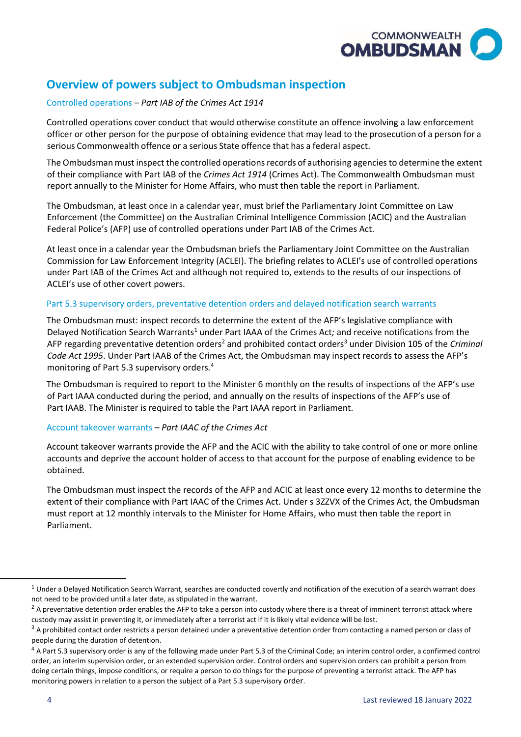## Overview of powers subject to Ombudsman inspection

### Controlled operations – *Part IAB of the Crimes Act 1914*

Controlled operations cover conduct that would otherwise constitute an offence involving a law enforcement officer or other person for the purpose of obtaining evidence that may lead to the prosecution of a person for a serious Commonwealth offence or a serious State offence that has a federal aspect.

The Ombudsman must inspect the controlled operations records of authorising agencies to determine the extent of their compliance with Part IAB of the *Crimes Act 1914* (Crimes Act). The Commonwealth Ombudsman must report annually to the Minister for Home Affairs, who must then table the report in Parliament.

The Ombudsman, at least once in a calendar year, must brief the Parliamentary Joint Committee on Law Enforcement (the Committee) on the Australian Criminal Intelligence Commission (ACIC) and the Australian Federal Police's (AFP) use of controlled operations under Part IAB of the Crimes Act.

At least once in a calendar year the Ombudsman briefs the Parliamentary Joint Committee on the Australian Commission for Law Enforcement Integrity (ACLEI). The briefing relates to ACLEI's use of controlled operations under Part IAB of the Crimes Act and although not required to, extends to the results of our inspections of ACLEI's use of other covert powers.

### Part 5.3 supervisory orders, preventative detention orders and delayed notification search warrants

The Ombudsman must: inspect records to determine the extent of the AFP's legislative compliance with Delayed Notification Search Warrants[1] under Part IAAA of the Crimes Act*;* and receive notifications from the AFP regarding preventative detention orders[2] and prohibited contact orders[3] under Division 105 of the *Criminal Code Act 1995*. Under Part IAAB of the Crimes Act, the Ombudsman may inspect records to assess the AFP's monitoring of Part 5.3 supervisory orders.[4]

The Ombudsman is required to report to the Minister 6 monthly on the results of inspections of the AFP's use of Part IAAA conducted during the period, and annually on the results of inspections of the AFP's use of Part IAAB. The Minister is required to table the Part IAAA report in Parliament.

### Account takeover warrants – *Part IAAC of the Crimes Act*

Account takeover warrants provide the AFP and the ACIC with the ability to take control of one or more online accounts and deprive the account holder of access to that account for the purpose of enabling evidence to be obtained.

The Ombudsman must inspect the records of the AFP and ACIC at least once every 12 months to determine the extent of their compliance with Part IAAC of the Crimes Act. Under s 3ZZVX of the Crimes Act, the Ombudsman must report at 12 monthly intervals to the Minister for Home Affairs, who must then table the report in Parliament.

---

[1] Under a Delayed Notification Search Warrant, searches are conducted covertly and notification of the execution of a search warrant does not need to be provided until a later date, as stipulated in the warrant.

[2] A preventative detention order enables the AFP to take a person into custody where there is a threat of imminent terrorist attack where custody may assist in preventing it, or immediately after a terrorist act if it is likely vital evidence will be lost.

[3] A prohibited contact order restricts a person detained under a preventative detention order from contacting a named person or class of people during the duration of detention.

[4] A Part 5.3 supervisory order is any of the following made under Part 5.3 of the Criminal Code; an interim control order, a confirmed control order, an interim supervision order, or an extended supervision order. Control orders and supervision orders can prohibit a person from doing certain things, impose conditions, or require a person to do things for the purpose of preventing a terrorist attack. The AFP has monitoring powers in relation to a person the subject of a Part 5.3 supervisory order.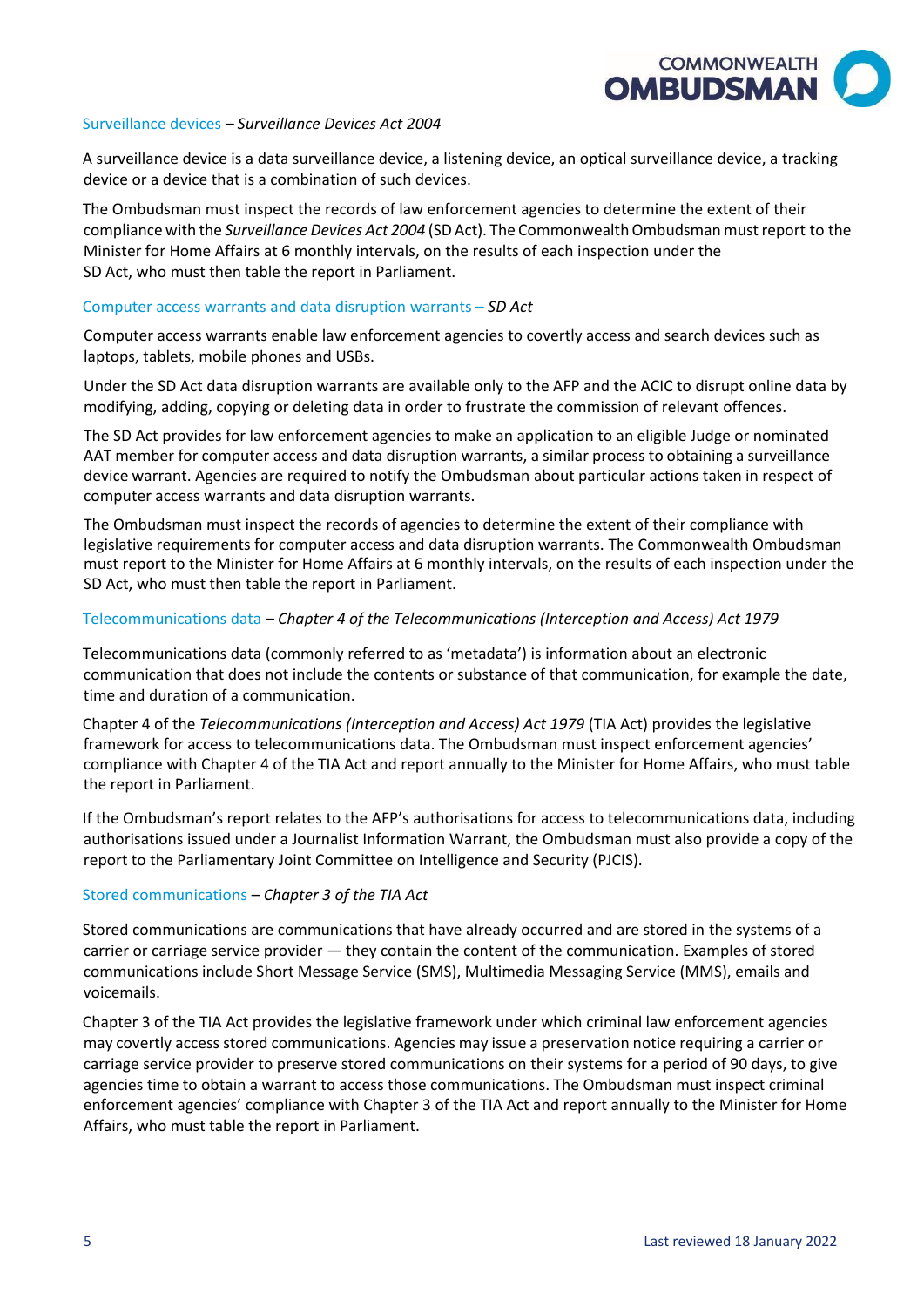### Surveillance devices – *Surveillance Devices Act 2004*

A surveillance device is a data surveillance device, a listening device, an optical surveillance device, a tracking device or a device that is a combination of such devices.

The Ombudsman must inspect the records of law enforcement agencies to determine the extent of their compliance with the *Surveillance Devices Act 2004* (SD Act). The Commonwealth Ombudsman must report to the Minister for Home Affairs at 6 monthly intervals, on the results of each inspection under the SD Act, who must then table the report in Parliament.

### Computer access warrants and data disruption warrants – *SD Act*

Computer access warrants enable law enforcement agencies to covertly access and search devices such as laptops, tablets, mobile phones and USBs.

Under the SD Act data disruption warrants are available only to the AFP and the ACIC to disrupt online data by modifying, adding, copying or deleting data in order to frustrate the commission of relevant offences.

The SD Act provides for law enforcement agencies to make an application to an eligible Judge or nominated AAT member for computer access and data disruption warrants, a similar process to obtaining a surveillance device warrant. Agencies are required to notify the Ombudsman about particular actions taken in respect of computer access warrants and data disruption warrants.

The Ombudsman must inspect the records of agencies to determine the extent of their compliance with legislative requirements for computer access and data disruption warrants. The Commonwealth Ombudsman must report to the Minister for Home Affairs at 6 monthly intervals, on the results of each inspection under the SD Act, who must then table the report in Parliament.

### Telecommunications data – *Chapter 4 of the Telecommunications (Interception and Access) Act 1979*

Telecommunications data (commonly referred to as 'metadata') is information about an electronic communication that does not include the contents or substance of that communication, for example the date, time and duration of a communication.

Chapter 4 of the *Telecommunications (Interception and Access) Act 1979* (TIA Act) provides the legislative framework for access to telecommunications data. The Ombudsman must inspect enforcement agencies' compliance with Chapter 4 of the TIA Act and report annually to the Minister for Home Affairs, who must table the report in Parliament.

If the Ombudsman's report relates to the AFP's authorisations for access to telecommunications data, including authorisations issued under a Journalist Information Warrant, the Ombudsman must also provide a copy of the report to the Parliamentary Joint Committee on Intelligence and Security (PJCIS).

### Stored communications – *Chapter 3 of the TIA Act*

Stored communications are communications that have already occurred and are stored in the systems of a carrier or carriage service provider — they contain the content of the communication. Examples of stored communications include Short Message Service (SMS), Multimedia Messaging Service (MMS), emails and voicemails.

Chapter 3 of the TIA Act provides the legislative framework under which criminal law enforcement agencies may covertly access stored communications. Agencies may issue a preservation notice requiring a carrier or carriage service provider to preserve stored communications on their systems for a period of 90 days, to give agencies time to obtain a warrant to access those communications. The Ombudsman must inspect criminal enforcement agencies' compliance with Chapter 3 of the TIA Act and report annually to the Minister for Home Affairs, who must table the report in Parliament.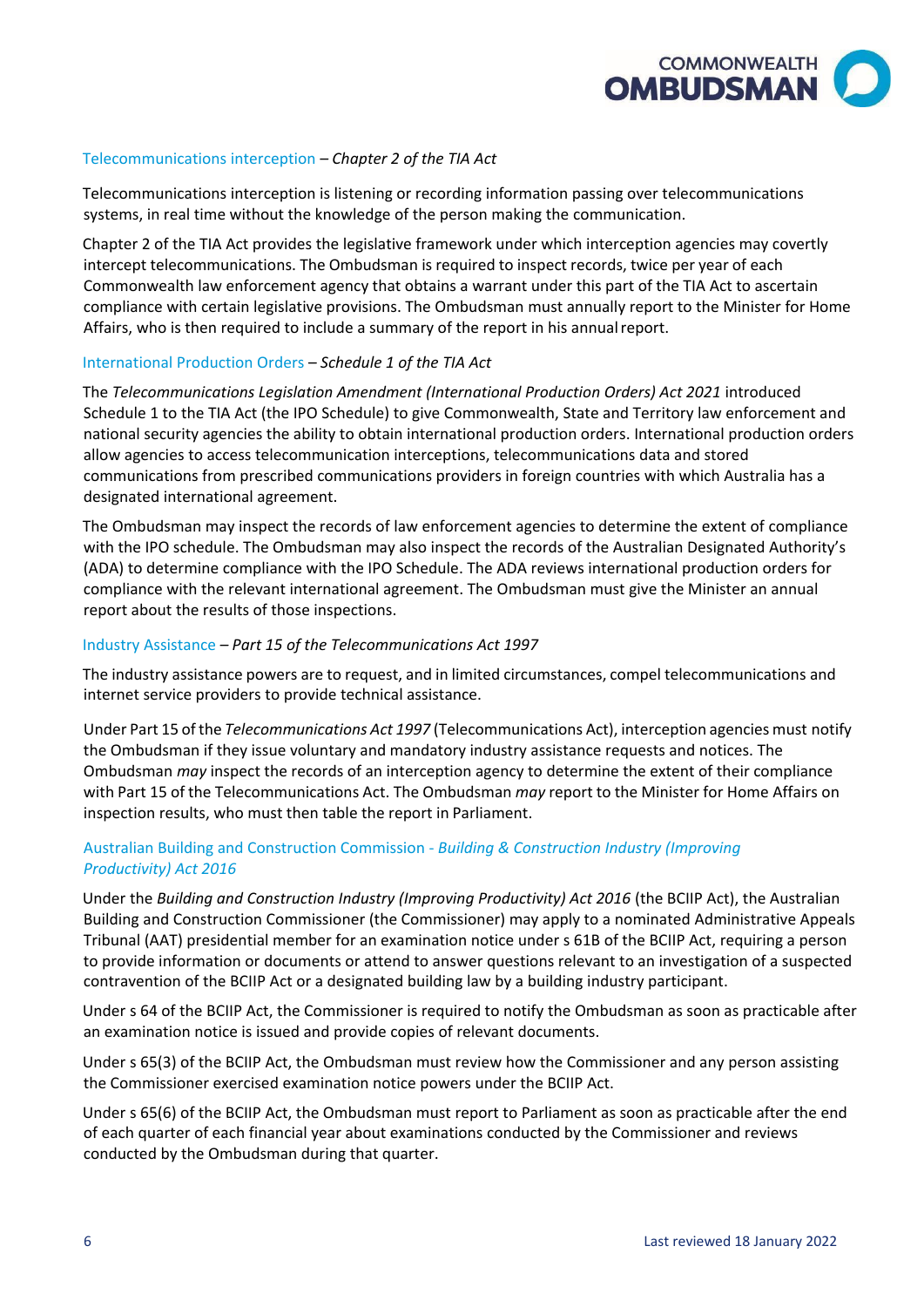### Telecommunications interception – *Chapter 2 of the TIA Act*

Telecommunications interception is listening or recording information passing over telecommunications systems, in real time without the knowledge of the person making the communication.

Chapter 2 of the TIA Act provides the legislative framework under which interception agencies may covertly intercept telecommunications. The Ombudsman is required to inspect records, twice per year of each Commonwealth law enforcement agency that obtains a warrant under this part of the TIA Act to ascertain compliance with certain legislative provisions. The Ombudsman must annually report to the Minister for Home Affairs, who is then required to include a summary of the report in his annual report.

### International Production Orders – *Schedule 1 of the TIA Act*

The *Telecommunications Legislation Amendment (International Production Orders) Act 2021* introduced Schedule 1 to the TIA Act (the IPO Schedule) to give Commonwealth, State and Territory law enforcement and national security agencies the ability to obtain international production orders. International production orders allow agencies to access telecommunication interceptions, telecommunications data and stored communications from prescribed communications providers in foreign countries with which Australia has a designated international agreement.

The Ombudsman may inspect the records of law enforcement agencies to determine the extent of compliance with the IPO schedule. The Ombudsman may also inspect the records of the Australian Designated Authority's (ADA) to determine compliance with the IPO Schedule. The ADA reviews international production orders for compliance with the relevant international agreement. The Ombudsman must give the Minister an annual report about the results of those inspections.

### Industry Assistance – *Part 15 of the Telecommunications Act 1997*

The industry assistance powers are to request, and in limited circumstances, compel telecommunications and internet service providers to provide technical assistance.

Under Part 15 of the *Telecommunications Act 1997* (Telecommunications Act), interception agencies must notify the Ombudsman if they issue voluntary and mandatory industry assistance requests and notices. The Ombudsman *may* inspect the records of an interception agency to determine the extent of their compliance with Part 15 of the Telecommunications Act. The Ombudsman *may* report to the Minister for Home Affairs on inspection results, who must then table the report in Parliament.

### Australian Building and Construction Commission - *Building & Construction Industry (Improving Productivity) Act 2016*

Under the *Building and Construction Industry (Improving Productivity) Act 2016* (the BCIIP Act), the Australian Building and Construction Commissioner (the Commissioner) may apply to a nominated Administrative Appeals Tribunal (AAT) presidential member for an examination notice under s 61B of the BCIIP Act, requiring a person to provide information or documents or attend to answer questions relevant to an investigation of a suspected contravention of the BCIIP Act or a designated building law by a building industry participant.

Under s 64 of the BCIIP Act, the Commissioner is required to notify the Ombudsman as soon as practicable after an examination notice is issued and provide copies of relevant documents.

Under s 65(3) of the BCIIP Act, the Ombudsman must review how the Commissioner and any person assisting the Commissioner exercised examination notice powers under the BCIIP Act.

Under s 65(6) of the BCIIP Act, the Ombudsman must report to Parliament as soon as practicable after the end of each quarter of each financial year about examinations conducted by the Commissioner and reviews conducted by the Ombudsman during that quarter.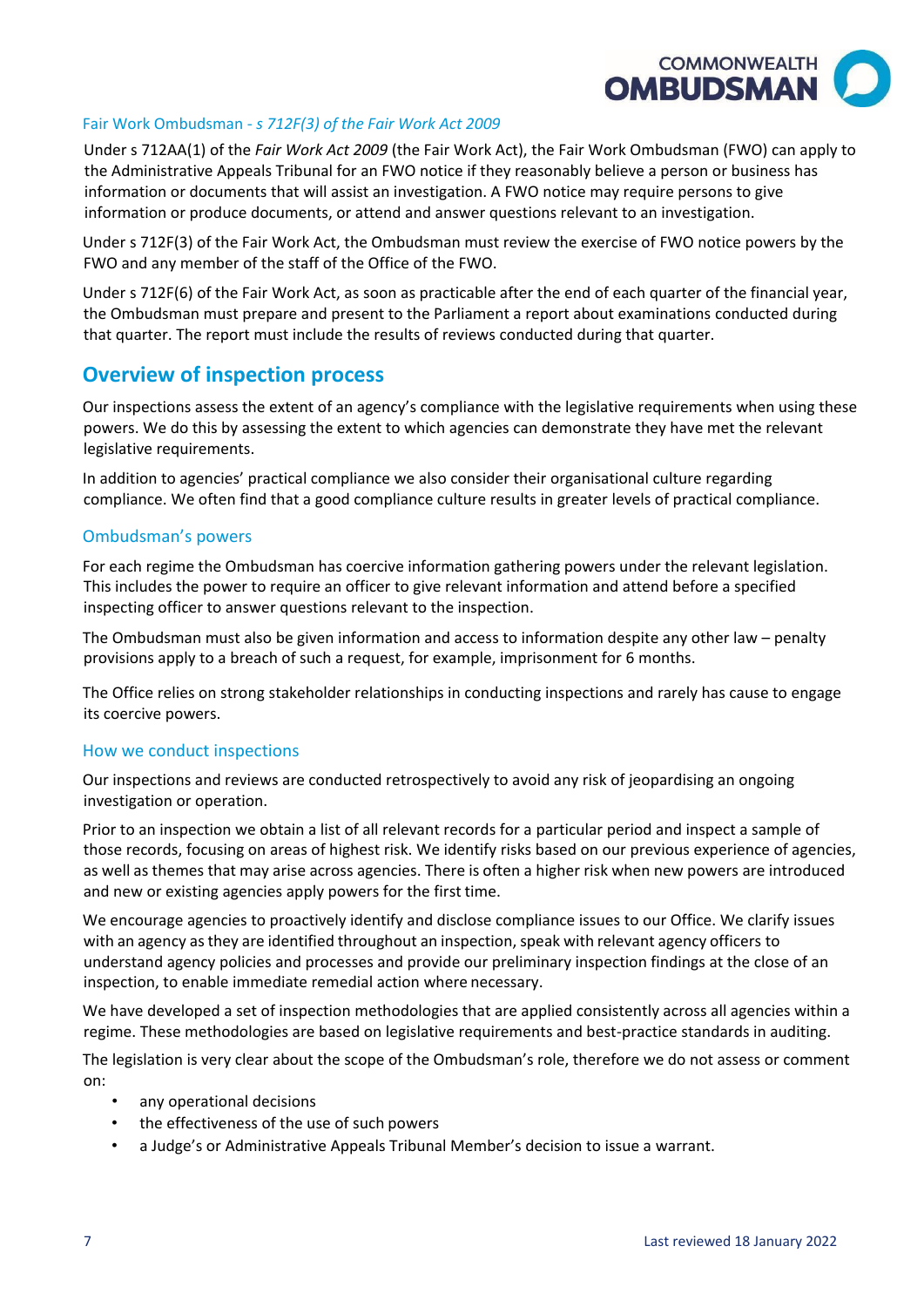### Fair Work Ombudsman - *s 712F(3) of the Fair Work Act 2009*

Under s 712AA(1) of the *Fair Work Act 2009* (the Fair Work Act), the Fair Work Ombudsman (FWO) can apply to the Administrative Appeals Tribunal for an FWO notice if they reasonably believe a person or business has information or documents that will assist an investigation. A FWO notice may require persons to give information or produce documents, or attend and answer questions relevant to an investigation.

Under s 712F(3) of the Fair Work Act, the Ombudsman must review the exercise of FWO notice powers by the FWO and any member of the staff of the Office of the FWO.

Under s 712F(6) of the Fair Work Act, as soon as practicable after the end of each quarter of the financial year, the Ombudsman must prepare and present to the Parliament a report about examinations conducted during that quarter. The report must include the results of reviews conducted during that quarter.

## Overview of inspection process

Our inspections assess the extent of an agency's compliance with the legislative requirements when using these powers. We do this by assessing the extent to which agencies can demonstrate they have met the relevant legislative requirements.

In addition to agencies' practical compliance we also consider their organisational culture regarding compliance. We often find that a good compliance culture results in greater levels of practical compliance.

### Ombudsman's powers

For each regime the Ombudsman has coercive information gathering powers under the relevant legislation. This includes the power to require an officer to give relevant information and attend before a specified inspecting officer to answer questions relevant to the inspection.

The Ombudsman must also be given information and access to information despite any other law – penalty provisions apply to a breach of such a request, for example, imprisonment for 6 months.

The Office relies on strong stakeholder relationships in conducting inspections and rarely has cause to engage its coercive powers.

### How we conduct inspections

Our inspections and reviews are conducted retrospectively to avoid any risk of jeopardising an ongoing investigation or operation.

Prior to an inspection we obtain a list of all relevant records for a particular period and inspect a sample of those records, focusing on areas of highest risk. We identify risks based on our previous experience of agencies, as well as themes that may arise across agencies. There is often a higher risk when new powers are introduced and new or existing agencies apply powers for the first time.

We encourage agencies to proactively identify and disclose compliance issues to our Office. We clarify issues with an agency as they are identified throughout an inspection, speak with relevant agency officers to understand agency policies and processes and provide our preliminary inspection findings at the close of an inspection, to enable immediate remedial action where necessary.

We have developed a set of inspection methodologies that are applied consistently across all agencies within a regime. These methodologies are based on legislative requirements and best-practice standards in auditing.

The legislation is very clear about the scope of the Ombudsman's role, therefore we do not assess or comment on:

- any operational decisions
- the effectiveness of the use of such powers
- a Judge's or Administrative Appeals Tribunal Member's decision to issue a warrant.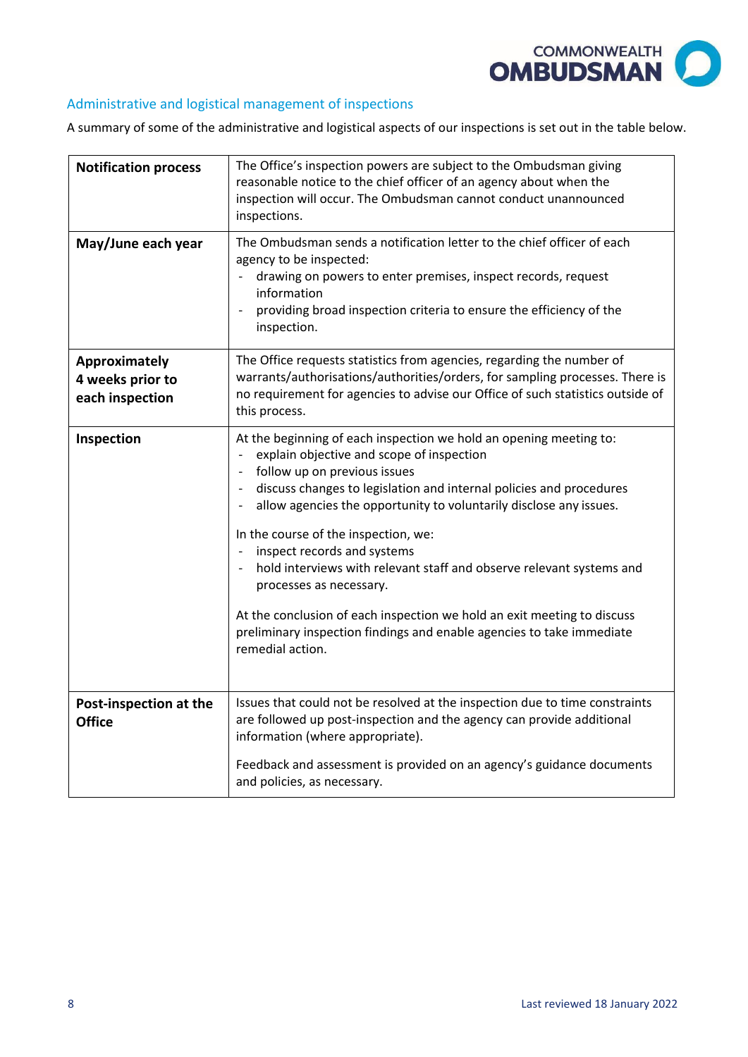## Administrative and logistical management of inspections

A summary of some of the administrative and logistical aspects of our inspections is set out in the table below.

| | |
|---|---|
| **Notification process** | The Office's inspection powers are subject to the Ombudsman giving reasonable notice to the chief officer of an agency about when the inspection will occur. The Ombudsman cannot conduct unannounced inspections. |
| **May/June each year** | The Ombudsman sends a notification letter to the chief officer of each agency to be inspected:<br>- drawing on powers to enter premises, inspect records, request information<br>- providing broad inspection criteria to ensure the efficiency of the inspection. |
| **Approximately 4 weeks prior to each inspection** | The Office requests statistics from agencies, regarding the number of warrants/authorisations/authorities/orders, for sampling processes. There is no requirement for agencies to advise our Office of such statistics outside of this process. |
| **Inspection** | At the beginning of each inspection we hold an opening meeting to:<br>- explain objective and scope of inspection<br>- follow up on previous issues<br>- discuss changes to legislation and internal policies and procedures<br>- allow agencies the opportunity to voluntarily disclose any issues.<br><br>In the course of the inspection, we:<br>- inspect records and systems<br>- hold interviews with relevant staff and observe relevant systems and processes as necessary.<br><br>At the conclusion of each inspection we hold an exit meeting to discuss preliminary inspection findings and enable agencies to take immediate remedial action. |
| **Post-inspection at the Office** | Issues that could not be resolved at the inspection due to time constraints are followed up post-inspection and the agency can provide additional information (where appropriate).<br><br>Feedback and assessment is provided on an agency's guidance documents and policies, as necessary. |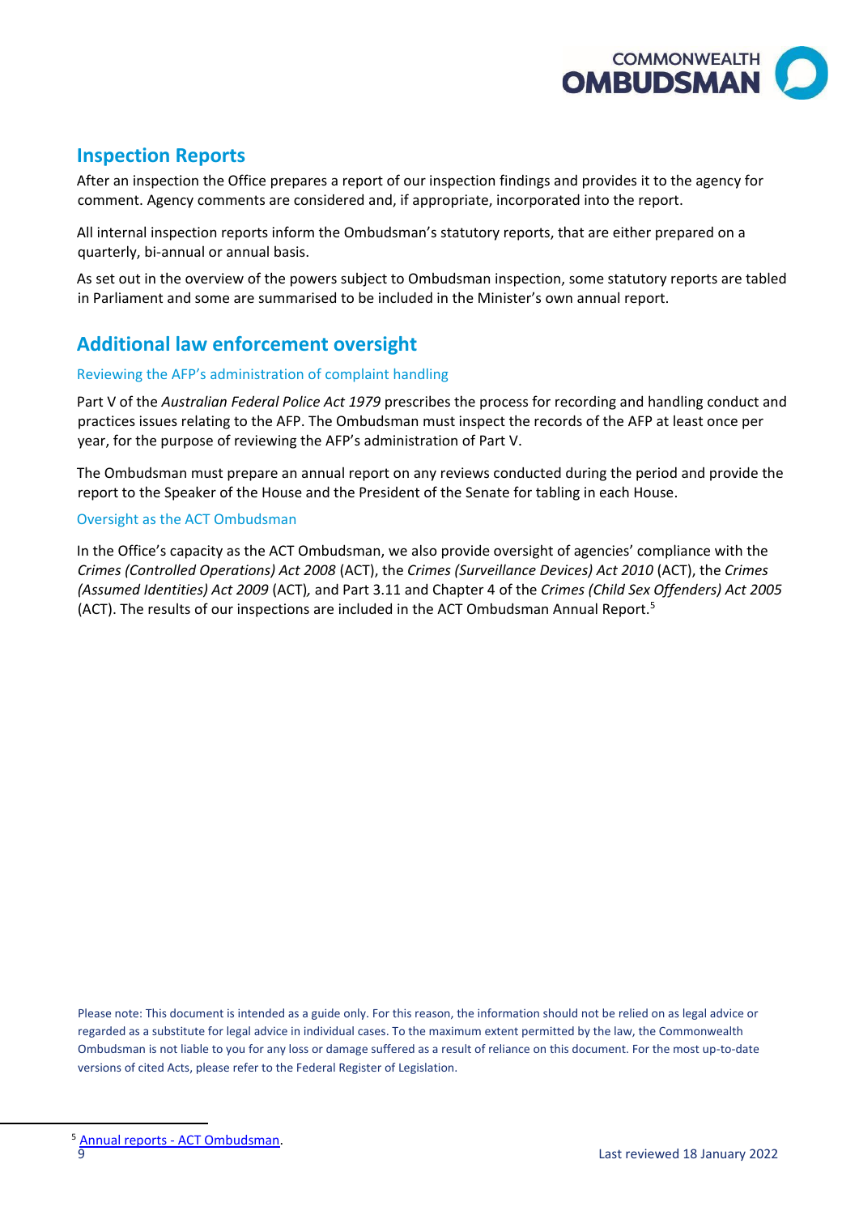## Inspection Reports

After an inspection the Office prepares a report of our inspection findings and provides it to the agency for comment. Agency comments are considered and, if appropriate, incorporated into the report.

All internal inspection reports inform the Ombudsman's statutory reports, that are either prepared on a quarterly, bi-annual or annual basis.

As set out in the overview of the powers subject to Ombudsman inspection, some statutory reports are tabled in Parliament and some are summarised to be included in the Minister's own annual report.

## Additional law enforcement oversight

### Reviewing the AFP's administration of complaint handling

Part V of the *Australian Federal Police Act 1979* prescribes the process for recording and handling conduct and practices issues relating to the AFP. The Ombudsman must inspect the records of the AFP at least once per year, for the purpose of reviewing the AFP's administration of Part V.

The Ombudsman must prepare an annual report on any reviews conducted during the period and provide the report to the Speaker of the House and the President of the Senate for tabling in each House.

### Oversight as the ACT Ombudsman

In the Office's capacity as the ACT Ombudsman, we also provide oversight of agencies' compliance with the *Crimes (Controlled Operations) Act 2008* (ACT), the *Crimes (Surveillance Devices) Act 2010* (ACT), the *Crimes (Assumed Identities) Act 2009* (ACT), and Part 3.11 and Chapter 4 of the *Crimes (Child Sex Offenders) Act 2005* (ACT). The results of our inspections are included in the ACT Ombudsman Annual Report.[5]

Please note: This document is intended as a guide only. For this reason, the information should not be relied on as legal advice or regarded as a substitute for legal advice in individual cases. To the maximum extent permitted by the law, the Commonwealth Ombudsman is not liable to you for any loss or damage suffered as a result of reliance on this document. For the most up-to-date versions of cited Acts, please refer to the Federal Register of Legislation.

[5] Annual reports - ACT Ombudsman.

Last reviewed 18 January 2022